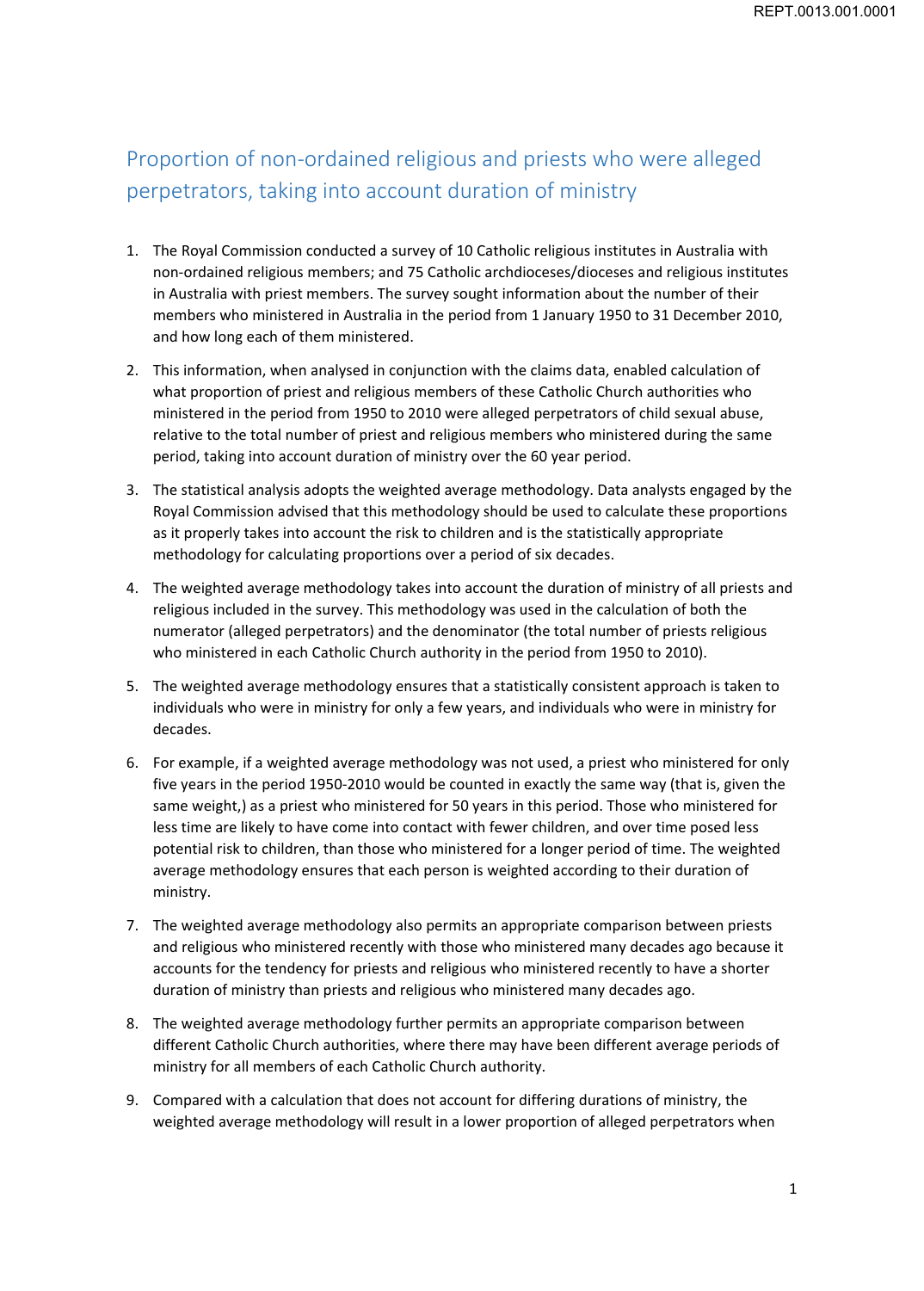# Proportion of non-ordained religious and priests who were alleged perpetrators, taking into account duration of ministry

1. The Royal Commission conducted a survey of 10 Catholic religious institutes in Australia with non-ordained religious members; and 75 Catholic archdioceses/dioceses and religious institutes in Australia with priest members. The survey sought information about the number of their members who ministered in Australia in the period from 1 January 1950 to 31 December 2010, and how long each of them ministered.

2. This information, when analysed in conjunction with the claims data, enabled calculation of what proportion of priest and religious members of these Catholic Church authorities who ministered in the period from 1950 to 2010 were alleged perpetrators of child sexual abuse, relative to the total number of priest and religious members who ministered during the same period, taking into account duration of ministry over the 60 year period.

3. The statistical analysis adopts the weighted average methodology. Data analysts engaged by the Royal Commission advised that this methodology should be used to calculate these proportions as it properly takes into account the risk to children and is the statistically appropriate methodology for calculating proportions over a period of six decades.

4. The weighted average methodology takes into account the duration of ministry of all priests and religious included in the survey. This methodology was used in the calculation of both the numerator (alleged perpetrators) and the denominator (the total number of priests religious who ministered in each Catholic Church authority in the period from 1950 to 2010).

5. The weighted average methodology ensures that a statistically consistent approach is taken to individuals who were in ministry for only a few years, and individuals who were in ministry for decades.

6. For example, if a weighted average methodology was not used, a priest who ministered for only five years in the period 1950-2010 would be counted in exactly the same way (that is, given the same weight,) as a priest who ministered for 50 years in this period. Those who ministered for less time are likely to have come into contact with fewer children, and over time posed less potential risk to children, than those who ministered for a longer period of time. The weighted average methodology ensures that each person is weighted according to their duration of ministry.

7. The weighted average methodology also permits an appropriate comparison between priests and religious who ministered recently with those who ministered many decades ago because it accounts for the tendency for priests and religious who ministered recently to have a shorter duration of ministry than priests and religious who ministered many decades ago.

8. The weighted average methodology further permits an appropriate comparison between different Catholic Church authorities, where there may have been different average periods of ministry for all members of each Catholic Church authority.

9. Compared with a calculation that does not account for differing durations of ministry, the weighted average methodology will result in a lower proportion of alleged perpetrators when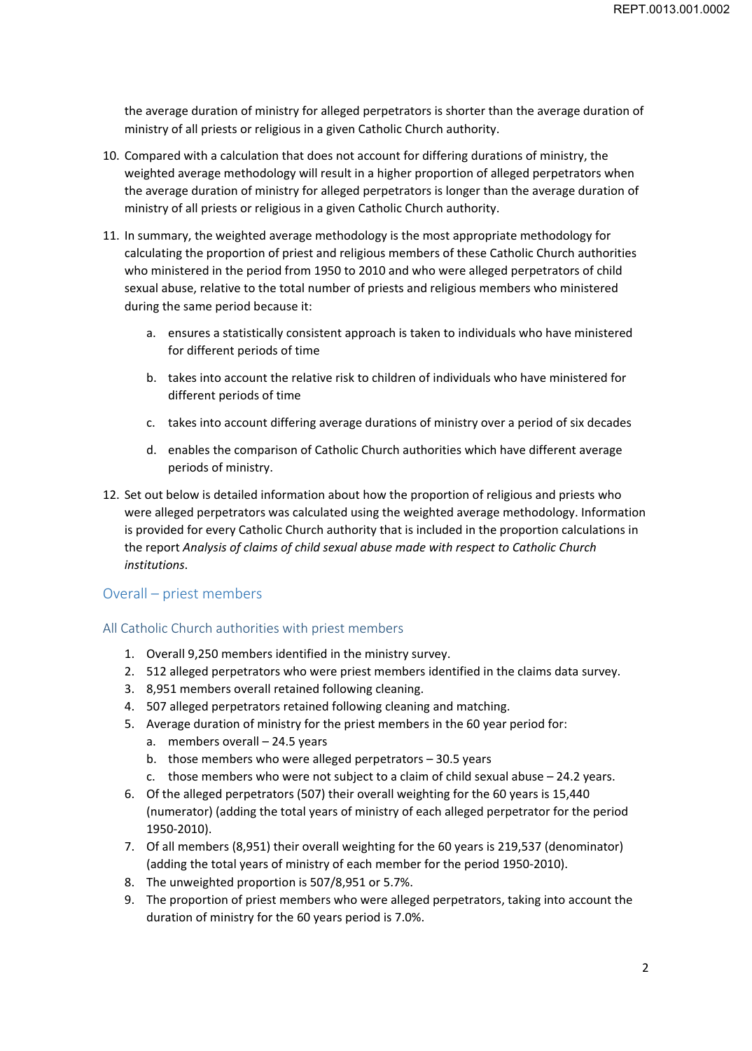the average duration of ministry for alleged perpetrators is shorter than the average duration of ministry of all priests or religious in a given Catholic Church authority.

10. Compared with a calculation that does not account for differing durations of ministry, the weighted average methodology will result in a higher proportion of alleged perpetrators when the average duration of ministry for alleged perpetrators is longer than the average duration of ministry of all priests or religious in a given Catholic Church authority.

11. In summary, the weighted average methodology is the most appropriate methodology for calculating the proportion of priest and religious members of these Catholic Church authorities who ministered in the period from 1950 to 2010 and who were alleged perpetrators of child sexual abuse, relative to the total number of priests and religious members who ministered during the same period because it:

    a. ensures a statistically consistent approach is taken to individuals who have ministered for different periods of time

    b. takes into account the relative risk to children of individuals who have ministered for different periods of time

    c. takes into account differing average durations of ministry over a period of six decades

    d. enables the comparison of Catholic Church authorities which have different average periods of ministry.

12. Set out below is detailed information about how the proportion of religious and priests who were alleged perpetrators was calculated using the weighted average methodology. Information is provided for every Catholic Church authority that is included in the proportion calculations in the report *Analysis of claims of child sexual abuse made with respect to Catholic Church institutions*.

## Overall – priest members

### All Catholic Church authorities with priest members

1. Overall 9,250 members identified in the ministry survey.
2. 512 alleged perpetrators who were priest members identified in the claims data survey.
3. 8,951 members overall retained following cleaning.
4. 507 alleged perpetrators retained following cleaning and matching.
5. Average duration of ministry for the priest members in the 60 year period for:
    a. members overall – 24.5 years
    b. those members who were alleged perpetrators – 30.5 years
    c. those members who were not subject to a claim of child sexual abuse – 24.2 years.
6. Of the alleged perpetrators (507) their overall weighting for the 60 years is 15,440 (numerator) (adding the total years of ministry of each alleged perpetrator for the period 1950-2010).
7. Of all members (8,951) their overall weighting for the 60 years is 219,537 (denominator) (adding the total years of ministry of each member for the period 1950-2010).
8. The unweighted proportion is 507/8,951 or 5.7%.
9. The proportion of priest members who were alleged perpetrators, taking into account the duration of ministry for the 60 years period is 7.0%.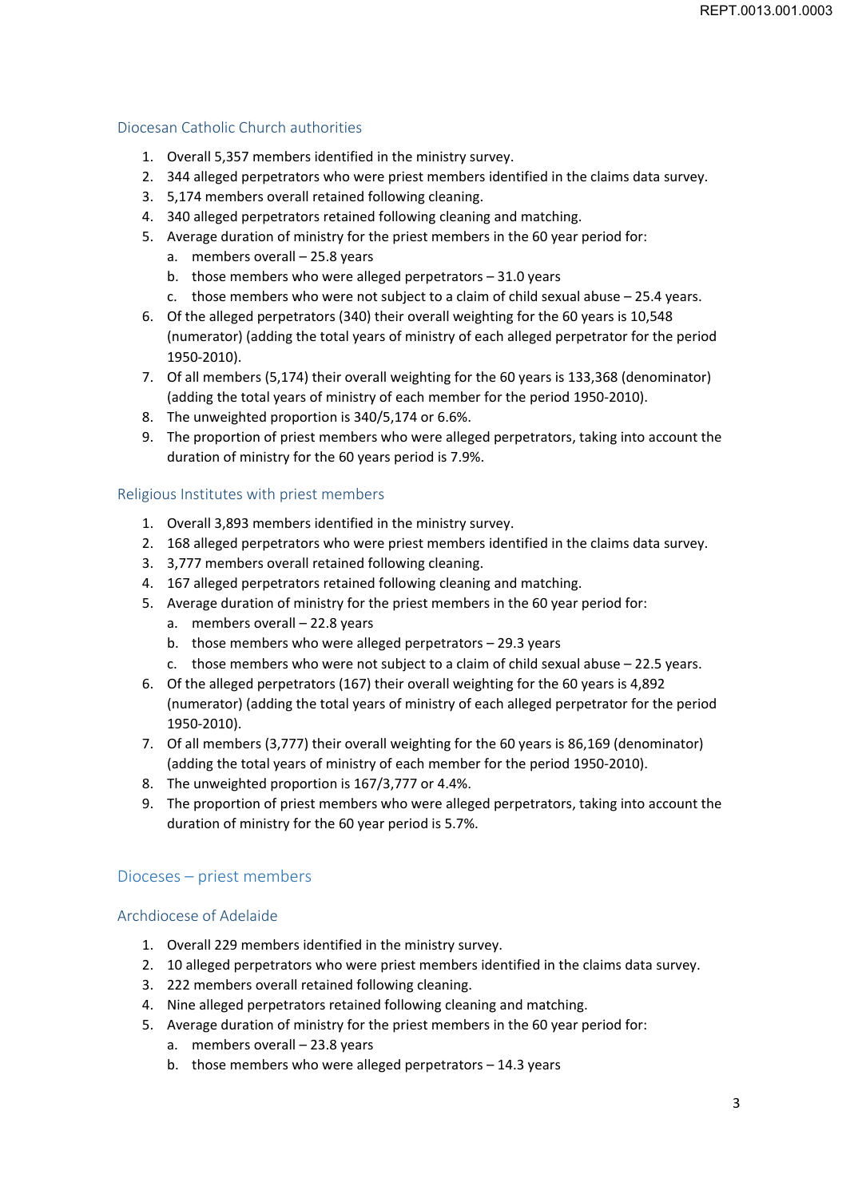## Diocesan Catholic Church authorities

1. Overall 5,357 members identified in the ministry survey.
2. 344 alleged perpetrators who were priest members identified in the claims data survey.
3. 5,174 members overall retained following cleaning.
4. 340 alleged perpetrators retained following cleaning and matching.
5. Average duration of ministry for the priest members in the 60 year period for:
    a. members overall – 25.8 years
    b. those members who were alleged perpetrators – 31.0 years
    c. those members who were not subject to a claim of child sexual abuse – 25.4 years.
6. Of the alleged perpetrators (340) their overall weighting for the 60 years is 10,548 (numerator) (adding the total years of ministry of each alleged perpetrator for the period 1950-2010).
7. Of all members (5,174) their overall weighting for the 60 years is 133,368 (denominator) (adding the total years of ministry of each member for the period 1950-2010).
8. The unweighted proportion is 340/5,174 or 6.6%.
9. The proportion of priest members who were alleged perpetrators, taking into account the duration of ministry for the 60 years period is 7.9%.

## Religious Institutes with priest members

1. Overall 3,893 members identified in the ministry survey.
2. 168 alleged perpetrators who were priest members identified in the claims data survey.
3. 3,777 members overall retained following cleaning.
4. 167 alleged perpetrators retained following cleaning and matching.
5. Average duration of ministry for the priest members in the 60 year period for:
    a. members overall – 22.8 years
    b. those members who were alleged perpetrators – 29.3 years
    c. those members who were not subject to a claim of child sexual abuse – 22.5 years.
6. Of the alleged perpetrators (167) their overall weighting for the 60 years is 4,892 (numerator) (adding the total years of ministry of each alleged perpetrator for the period 1950-2010).
7. Of all members (3,777) their overall weighting for the 60 years is 86,169 (denominator) (adding the total years of ministry of each member for the period 1950-2010).
8. The unweighted proportion is 167/3,777 or 4.4%.
9. The proportion of priest members who were alleged perpetrators, taking into account the duration of ministry for the 60 year period is 5.7%.

## Dioceses – priest members

### Archdiocese of Adelaide

1. Overall 229 members identified in the ministry survey.
2. 10 alleged perpetrators who were priest members identified in the claims data survey.
3. 222 members overall retained following cleaning.
4. Nine alleged perpetrators retained following cleaning and matching.
5. Average duration of ministry for the priest members in the 60 year period for:
    a. members overall – 23.8 years
    b. those members who were alleged perpetrators – 14.3 years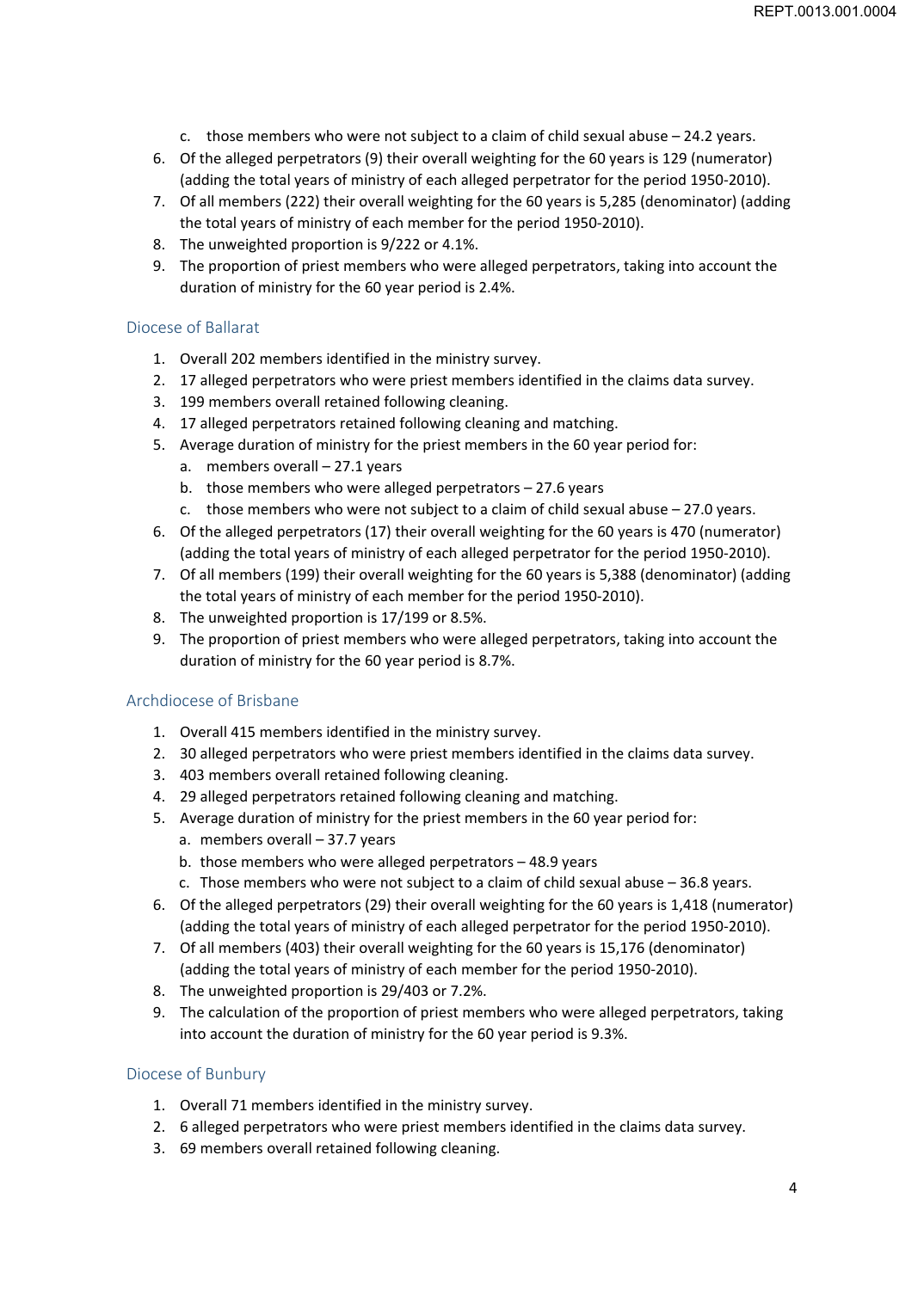c. those members who were not subject to a claim of child sexual abuse – 24.2 years.
6. Of the alleged perpetrators (9) their overall weighting for the 60 years is 129 (numerator) (adding the total years of ministry of each alleged perpetrator for the period 1950-2010).
7. Of all members (222) their overall weighting for the 60 years is 5,285 (denominator) (adding the total years of ministry of each member for the period 1950-2010).
8. The unweighted proportion is 9/222 or 4.1%.
9. The proportion of priest members who were alleged perpetrators, taking into account the duration of ministry for the 60 year period is 2.4%.

## Diocese of Ballarat

1. Overall 202 members identified in the ministry survey.
2. 17 alleged perpetrators who were priest members identified in the claims data survey.
3. 199 members overall retained following cleaning.
4. 17 alleged perpetrators retained following cleaning and matching.
5. Average duration of ministry for the priest members in the 60 year period for:
   a. members overall – 27.1 years
   b. those members who were alleged perpetrators – 27.6 years
   c. those members who were not subject to a claim of child sexual abuse – 27.0 years.
6. Of the alleged perpetrators (17) their overall weighting for the 60 years is 470 (numerator) (adding the total years of ministry of each alleged perpetrator for the period 1950-2010).
7. Of all members (199) their overall weighting for the 60 years is 5,388 (denominator) (adding the total years of ministry of each member for the period 1950-2010).
8. The unweighted proportion is 17/199 or 8.5%.
9. The proportion of priest members who were alleged perpetrators, taking into account the duration of ministry for the 60 year period is 8.7%.

## Archdiocese of Brisbane

1. Overall 415 members identified in the ministry survey.
2. 30 alleged perpetrators who were priest members identified in the claims data survey.
3. 403 members overall retained following cleaning.
4. 29 alleged perpetrators retained following cleaning and matching.
5. Average duration of ministry for the priest members in the 60 year period for:
   a. members overall – 37.7 years
   b. those members who were alleged perpetrators – 48.9 years
   c. Those members who were not subject to a claim of child sexual abuse – 36.8 years.
6. Of the alleged perpetrators (29) their overall weighting for the 60 years is 1,418 (numerator) (adding the total years of ministry of each alleged perpetrator for the period 1950-2010).
7. Of all members (403) their overall weighting for the 60 years is 15,176 (denominator) (adding the total years of ministry of each member for the period 1950-2010).
8. The unweighted proportion is 29/403 or 7.2%.
9. The calculation of the proportion of priest members who were alleged perpetrators, taking into account the duration of ministry for the 60 year period is 9.3%.

## Diocese of Bunbury

1. Overall 71 members identified in the ministry survey.
2. 6 alleged perpetrators who were priest members identified in the claims data survey.
3. 69 members overall retained following cleaning.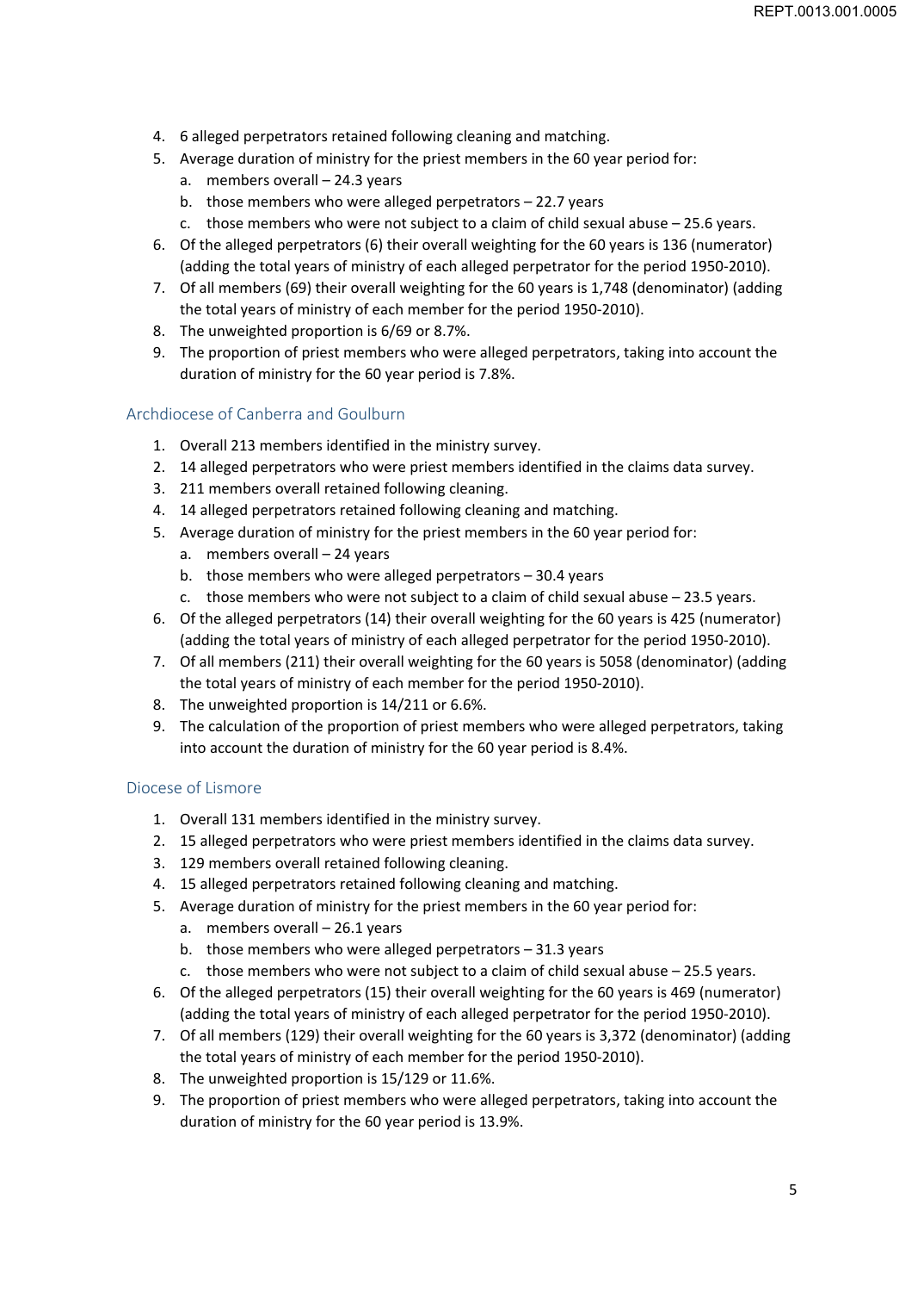4. 6 alleged perpetrators retained following cleaning and matching.
5. Average duration of ministry for the priest members in the 60 year period for:
   a. members overall – 24.3 years
   b. those members who were alleged perpetrators – 22.7 years
   c. those members who were not subject to a claim of child sexual abuse – 25.6 years.
6. Of the alleged perpetrators (6) their overall weighting for the 60 years is 136 (numerator) (adding the total years of ministry of each alleged perpetrator for the period 1950-2010).
7. Of all members (69) their overall weighting for the 60 years is 1,748 (denominator) (adding the total years of ministry of each member for the period 1950-2010).
8. The unweighted proportion is 6/69 or 8.7%.
9. The proportion of priest members who were alleged perpetrators, taking into account the duration of ministry for the 60 year period is 7.8%.

## Archdiocese of Canberra and Goulburn

1. Overall 213 members identified in the ministry survey.
2. 14 alleged perpetrators who were priest members identified in the claims data survey.
3. 211 members overall retained following cleaning.
4. 14 alleged perpetrators retained following cleaning and matching.
5. Average duration of ministry for the priest members in the 60 year period for:
   a. members overall – 24 years
   b. those members who were alleged perpetrators – 30.4 years
   c. those members who were not subject to a claim of child sexual abuse – 23.5 years.
6. Of the alleged perpetrators (14) their overall weighting for the 60 years is 425 (numerator) (adding the total years of ministry of each alleged perpetrator for the period 1950-2010).
7. Of all members (211) their overall weighting for the 60 years is 5058 (denominator) (adding the total years of ministry of each member for the period 1950-2010).
8. The unweighted proportion is 14/211 or 6.6%.
9. The calculation of the proportion of priest members who were alleged perpetrators, taking into account the duration of ministry for the 60 year period is 8.4%.

## Diocese of Lismore

1. Overall 131 members identified in the ministry survey.
2. 15 alleged perpetrators who were priest members identified in the claims data survey.
3. 129 members overall retained following cleaning.
4. 15 alleged perpetrators retained following cleaning and matching.
5. Average duration of ministry for the priest members in the 60 year period for:
   a. members overall – 26.1 years
   b. those members who were alleged perpetrators – 31.3 years
   c. those members who were not subject to a claim of child sexual abuse – 25.5 years.
6. Of the alleged perpetrators (15) their overall weighting for the 60 years is 469 (numerator) (adding the total years of ministry of each alleged perpetrator for the period 1950-2010).
7. Of all members (129) their overall weighting for the 60 years is 3,372 (denominator) (adding the total years of ministry of each member for the period 1950-2010).
8. The unweighted proportion is 15/129 or 11.6%.
9. The proportion of priest members who were alleged perpetrators, taking into account the duration of ministry for the 60 year period is 13.9%.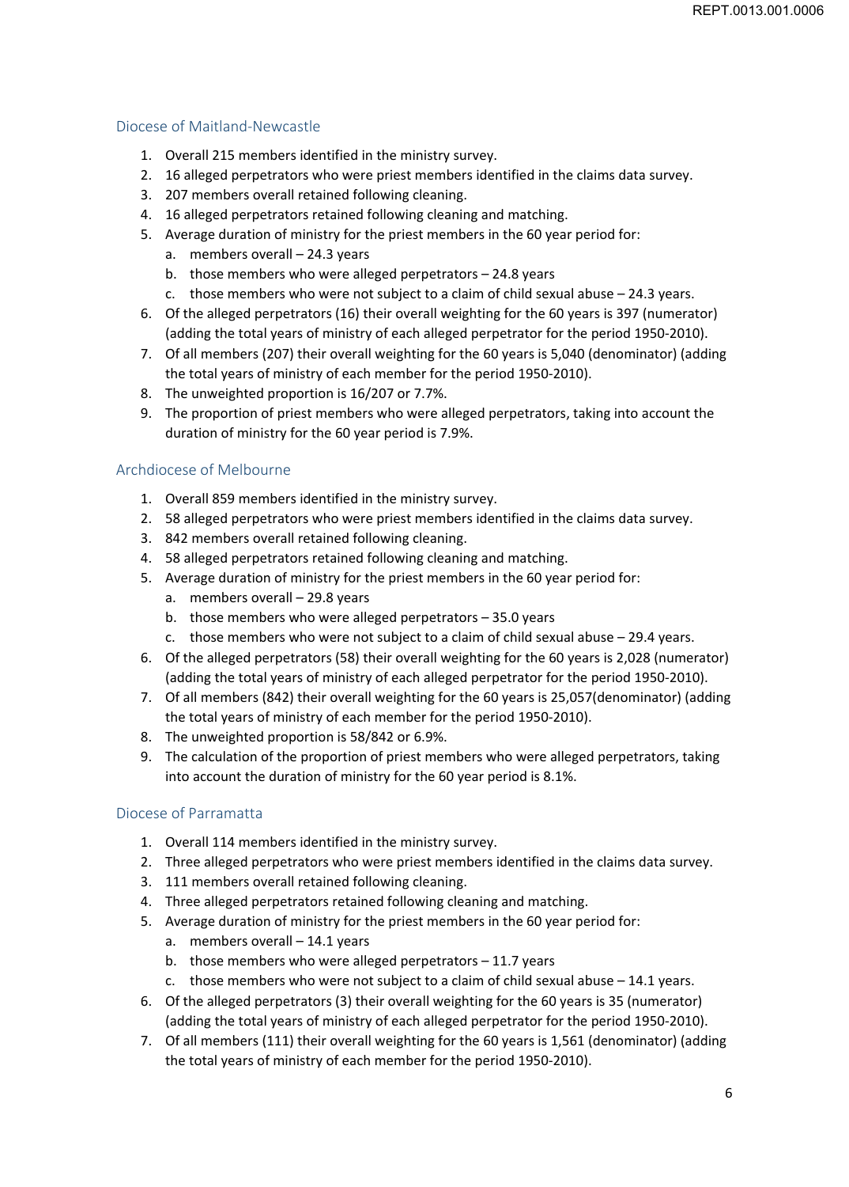### Diocese of Maitland-Newcastle

1. Overall 215 members identified in the ministry survey.
2. 16 alleged perpetrators who were priest members identified in the claims data survey.
3. 207 members overall retained following cleaning.
4. 16 alleged perpetrators retained following cleaning and matching.
5. Average duration of ministry for the priest members in the 60 year period for:
   a. members overall – 24.3 years
   b. those members who were alleged perpetrators – 24.8 years
   c. those members who were not subject to a claim of child sexual abuse – 24.3 years.
6. Of the alleged perpetrators (16) their overall weighting for the 60 years is 397 (numerator) (adding the total years of ministry of each alleged perpetrator for the period 1950-2010).
7. Of all members (207) their overall weighting for the 60 years is 5,040 (denominator) (adding the total years of ministry of each member for the period 1950-2010).
8. The unweighted proportion is 16/207 or 7.7%.
9. The proportion of priest members who were alleged perpetrators, taking into account the duration of ministry for the 60 year period is 7.9%.

### Archdiocese of Melbourne

1. Overall 859 members identified in the ministry survey.
2. 58 alleged perpetrators who were priest members identified in the claims data survey.
3. 842 members overall retained following cleaning.
4. 58 alleged perpetrators retained following cleaning and matching.
5. Average duration of ministry for the priest members in the 60 year period for:
   a. members overall – 29.8 years
   b. those members who were alleged perpetrators – 35.0 years
   c. those members who were not subject to a claim of child sexual abuse – 29.4 years.
6. Of the alleged perpetrators (58) their overall weighting for the 60 years is 2,028 (numerator) (adding the total years of ministry of each alleged perpetrator for the period 1950-2010).
7. Of all members (842) their overall weighting for the 60 years is 25,057(denominator) (adding the total years of ministry of each member for the period 1950-2010).
8. The unweighted proportion is 58/842 or 6.9%.
9. The calculation of the proportion of priest members who were alleged perpetrators, taking into account the duration of ministry for the 60 year period is 8.1%.

### Diocese of Parramatta

1. Overall 114 members identified in the ministry survey.
2. Three alleged perpetrators who were priest members identified in the claims data survey.
3. 111 members overall retained following cleaning.
4. Three alleged perpetrators retained following cleaning and matching.
5. Average duration of ministry for the priest members in the 60 year period for:
   a. members overall – 14.1 years
   b. those members who were alleged perpetrators – 11.7 years
   c. those members who were not subject to a claim of child sexual abuse – 14.1 years.
6. Of the alleged perpetrators (3) their overall weighting for the 60 years is 35 (numerator) (adding the total years of ministry of each alleged perpetrator for the period 1950-2010).
7. Of all members (111) their overall weighting for the 60 years is 1,561 (denominator) (adding the total years of ministry of each member for the period 1950-2010).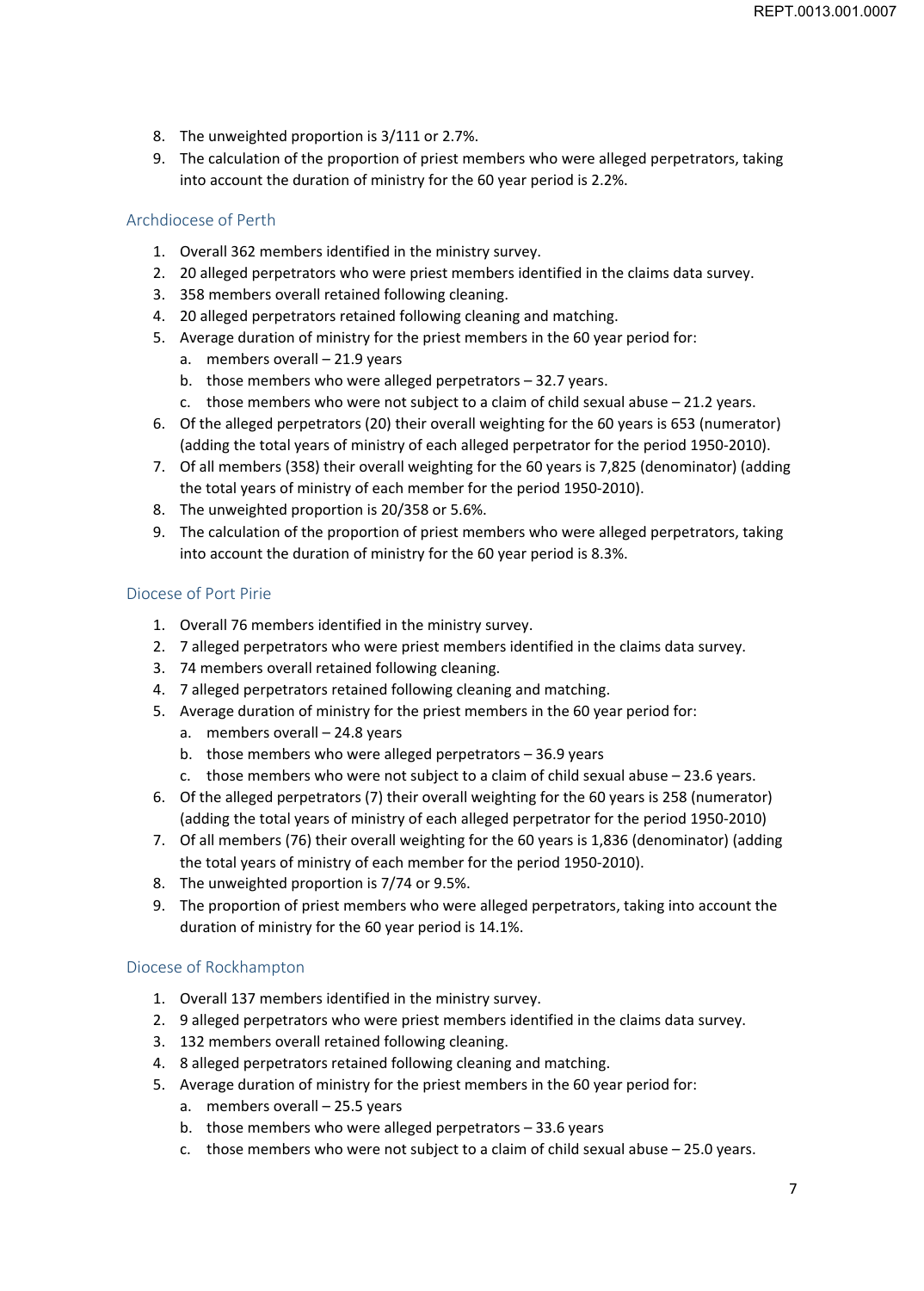8. The unweighted proportion is 3/111 or 2.7%.
9. The calculation of the proportion of priest members who were alleged perpetrators, taking into account the duration of ministry for the 60 year period is 2.2%.

### Archdiocese of Perth

1. Overall 362 members identified in the ministry survey.
2. 20 alleged perpetrators who were priest members identified in the claims data survey.
3. 358 members overall retained following cleaning.
4. 20 alleged perpetrators retained following cleaning and matching.
5. Average duration of ministry for the priest members in the 60 year period for:
   a. members overall – 21.9 years
   b. those members who were alleged perpetrators – 32.7 years.
   c. those members who were not subject to a claim of child sexual abuse – 21.2 years.
6. Of the alleged perpetrators (20) their overall weighting for the 60 years is 653 (numerator) (adding the total years of ministry of each alleged perpetrator for the period 1950-2010).
7. Of all members (358) their overall weighting for the 60 years is 7,825 (denominator) (adding the total years of ministry of each member for the period 1950-2010).
8. The unweighted proportion is 20/358 or 5.6%.
9. The calculation of the proportion of priest members who were alleged perpetrators, taking into account the duration of ministry for the 60 year period is 8.3%.

### Diocese of Port Pirie

1. Overall 76 members identified in the ministry survey.
2. 7 alleged perpetrators who were priest members identified in the claims data survey.
3. 74 members overall retained following cleaning.
4. 7 alleged perpetrators retained following cleaning and matching.
5. Average duration of ministry for the priest members in the 60 year period for:
   a. members overall – 24.8 years
   b. those members who were alleged perpetrators – 36.9 years
   c. those members who were not subject to a claim of child sexual abuse – 23.6 years.
6. Of the alleged perpetrators (7) their overall weighting for the 60 years is 258 (numerator) (adding the total years of ministry of each alleged perpetrator for the period 1950-2010)
7. Of all members (76) their overall weighting for the 60 years is 1,836 (denominator) (adding the total years of ministry of each member for the period 1950-2010).
8. The unweighted proportion is 7/74 or 9.5%.
9. The proportion of priest members who were alleged perpetrators, taking into account the duration of ministry for the 60 year period is 14.1%.

### Diocese of Rockhampton

1. Overall 137 members identified in the ministry survey.
2. 9 alleged perpetrators who were priest members identified in the claims data survey.
3. 132 members overall retained following cleaning.
4. 8 alleged perpetrators retained following cleaning and matching.
5. Average duration of ministry for the priest members in the 60 year period for:
   a. members overall – 25.5 years
   b. those members who were alleged perpetrators – 33.6 years
   c. those members who were not subject to a claim of child sexual abuse – 25.0 years.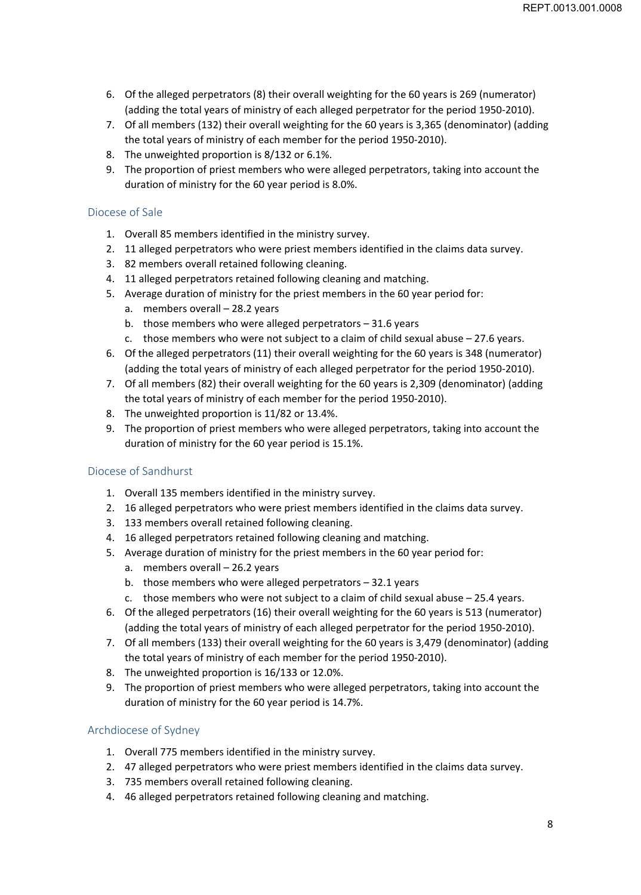6. Of the alleged perpetrators (8) their overall weighting for the 60 years is 269 (numerator) (adding the total years of ministry of each alleged perpetrator for the period 1950-2010).
7. Of all members (132) their overall weighting for the 60 years is 3,365 (denominator) (adding the total years of ministry of each member for the period 1950-2010).
8. The unweighted proportion is 8/132 or 6.1%.
9. The proportion of priest members who were alleged perpetrators, taking into account the duration of ministry for the 60 year period is 8.0%.

### Diocese of Sale

1. Overall 85 members identified in the ministry survey.
2. 11 alleged perpetrators who were priest members identified in the claims data survey.
3. 82 members overall retained following cleaning.
4. 11 alleged perpetrators retained following cleaning and matching.
5. Average duration of ministry for the priest members in the 60 year period for:
   a. members overall – 28.2 years
   b. those members who were alleged perpetrators – 31.6 years
   c. those members who were not subject to a claim of child sexual abuse – 27.6 years.
6. Of the alleged perpetrators (11) their overall weighting for the 60 years is 348 (numerator) (adding the total years of ministry of each alleged perpetrator for the period 1950-2010).
7. Of all members (82) their overall weighting for the 60 years is 2,309 (denominator) (adding the total years of ministry of each member for the period 1950-2010).
8. The unweighted proportion is 11/82 or 13.4%.
9. The proportion of priest members who were alleged perpetrators, taking into account the duration of ministry for the 60 year period is 15.1%.

### Diocese of Sandhurst

1. Overall 135 members identified in the ministry survey.
2. 16 alleged perpetrators who were priest members identified in the claims data survey.
3. 133 members overall retained following cleaning.
4. 16 alleged perpetrators retained following cleaning and matching.
5. Average duration of ministry for the priest members in the 60 year period for:
   a. members overall – 26.2 years
   b. those members who were alleged perpetrators – 32.1 years
   c. those members who were not subject to a claim of child sexual abuse – 25.4 years.
6. Of the alleged perpetrators (16) their overall weighting for the 60 years is 513 (numerator) (adding the total years of ministry of each alleged perpetrator for the period 1950-2010).
7. Of all members (133) their overall weighting for the 60 years is 3,479 (denominator) (adding the total years of ministry of each member for the period 1950-2010).
8. The unweighted proportion is 16/133 or 12.0%.
9. The proportion of priest members who were alleged perpetrators, taking into account the duration of ministry for the 60 year period is 14.7%.

### Archdiocese of Sydney

1. Overall 775 members identified in the ministry survey.
2. 47 alleged perpetrators who were priest members identified in the claims data survey.
3. 735 members overall retained following cleaning.
4. 46 alleged perpetrators retained following cleaning and matching.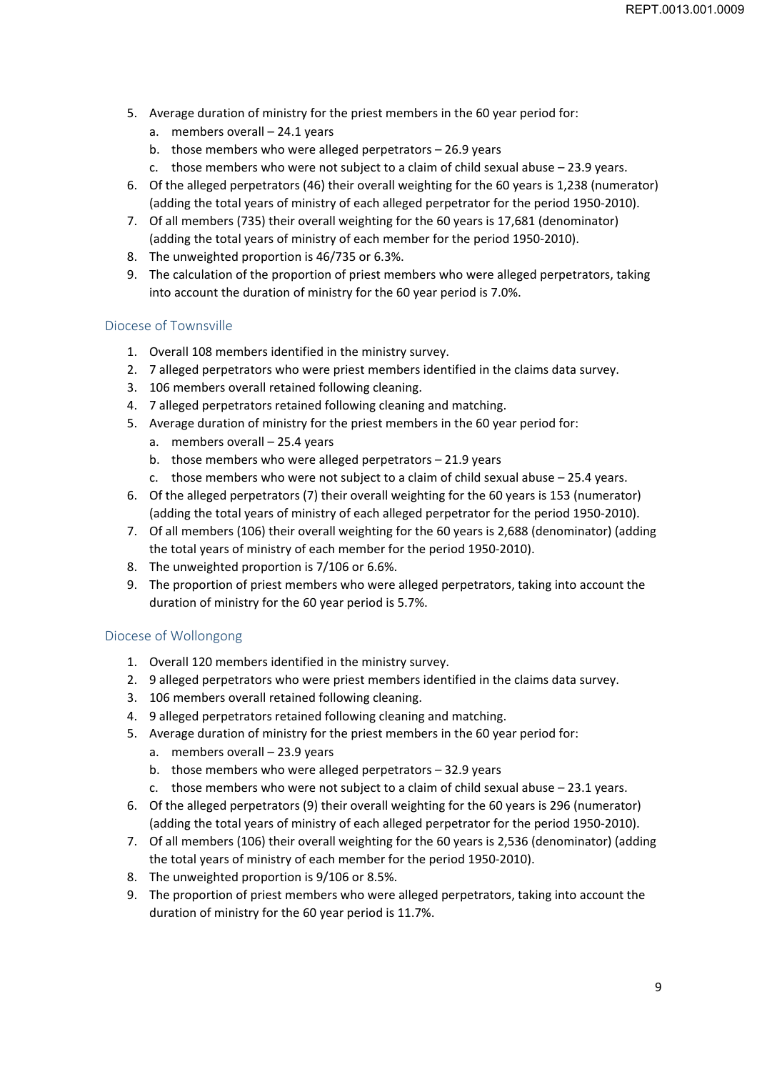5. Average duration of ministry for the priest members in the 60 year period for:
    a. members overall – 24.1 years
    b. those members who were alleged perpetrators – 26.9 years
    c. those members who were not subject to a claim of child sexual abuse – 23.9 years.
6. Of the alleged perpetrators (46) their overall weighting for the 60 years is 1,238 (numerator) (adding the total years of ministry of each alleged perpetrator for the period 1950-2010).
7. Of all members (735) their overall weighting for the 60 years is 17,681 (denominator) (adding the total years of ministry of each member for the period 1950-2010).
8. The unweighted proportion is 46/735 or 6.3%.
9. The calculation of the proportion of priest members who were alleged perpetrators, taking into account the duration of ministry for the 60 year period is 7.0%.

## Diocese of Townsville

1. Overall 108 members identified in the ministry survey.
2. 7 alleged perpetrators who were priest members identified in the claims data survey.
3. 106 members overall retained following cleaning.
4. 7 alleged perpetrators retained following cleaning and matching.
5. Average duration of ministry for the priest members in the 60 year period for:
    a. members overall – 25.4 years
    b. those members who were alleged perpetrators – 21.9 years
    c. those members who were not subject to a claim of child sexual abuse – 25.4 years.
6. Of the alleged perpetrators (7) their overall weighting for the 60 years is 153 (numerator) (adding the total years of ministry of each alleged perpetrator for the period 1950-2010).
7. Of all members (106) their overall weighting for the 60 years is 2,688 (denominator) (adding the total years of ministry of each member for the period 1950-2010).
8. The unweighted proportion is 7/106 or 6.6%.
9. The proportion of priest members who were alleged perpetrators, taking into account the duration of ministry for the 60 year period is 5.7%.

## Diocese of Wollongong

1. Overall 120 members identified in the ministry survey.
2. 9 alleged perpetrators who were priest members identified in the claims data survey.
3. 106 members overall retained following cleaning.
4. 9 alleged perpetrators retained following cleaning and matching.
5. Average duration of ministry for the priest members in the 60 year period for:
    a. members overall – 23.9 years
    b. those members who were alleged perpetrators – 32.9 years
    c. those members who were not subject to a claim of child sexual abuse – 23.1 years.
6. Of the alleged perpetrators (9) their overall weighting for the 60 years is 296 (numerator) (adding the total years of ministry of each alleged perpetrator for the period 1950-2010).
7. Of all members (106) their overall weighting for the 60 years is 2,536 (denominator) (adding the total years of ministry of each member for the period 1950-2010).
8. The unweighted proportion is 9/106 or 8.5%.
9. The proportion of priest members who were alleged perpetrators, taking into account the duration of ministry for the 60 year period is 11.7%.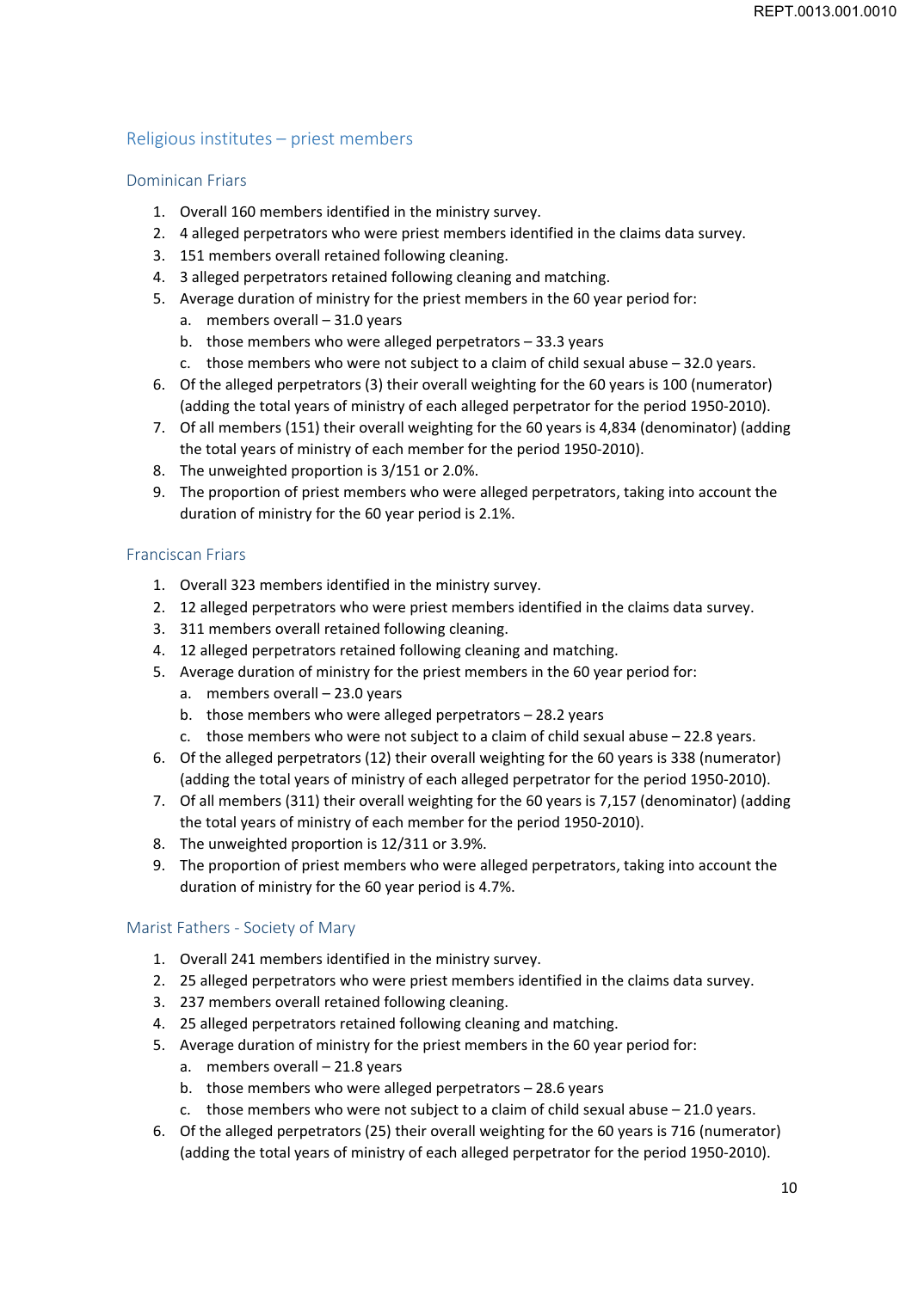## Religious institutes – priest members

### Dominican Friars

1. Overall 160 members identified in the ministry survey.
2. 4 alleged perpetrators who were priest members identified in the claims data survey.
3. 151 members overall retained following cleaning.
4. 3 alleged perpetrators retained following cleaning and matching.
5. Average duration of ministry for the priest members in the 60 year period for:
   a. members overall – 31.0 years
   b. those members who were alleged perpetrators – 33.3 years
   c. those members who were not subject to a claim of child sexual abuse – 32.0 years.
6. Of the alleged perpetrators (3) their overall weighting for the 60 years is 100 (numerator) (adding the total years of ministry of each alleged perpetrator for the period 1950-2010).
7. Of all members (151) their overall weighting for the 60 years is 4,834 (denominator) (adding the total years of ministry of each member for the period 1950-2010).
8. The unweighted proportion is 3/151 or 2.0%.
9. The proportion of priest members who were alleged perpetrators, taking into account the duration of ministry for the 60 year period is 2.1%.

### Franciscan Friars

1. Overall 323 members identified in the ministry survey.
2. 12 alleged perpetrators who were priest members identified in the claims data survey.
3. 311 members overall retained following cleaning.
4. 12 alleged perpetrators retained following cleaning and matching.
5. Average duration of ministry for the priest members in the 60 year period for:
   a. members overall – 23.0 years
   b. those members who were alleged perpetrators – 28.2 years
   c. those members who were not subject to a claim of child sexual abuse – 22.8 years.
6. Of the alleged perpetrators (12) their overall weighting for the 60 years is 338 (numerator) (adding the total years of ministry of each alleged perpetrator for the period 1950-2010).
7. Of all members (311) their overall weighting for the 60 years is 7,157 (denominator) (adding the total years of ministry of each member for the period 1950-2010).
8. The unweighted proportion is 12/311 or 3.9%.
9. The proportion of priest members who were alleged perpetrators, taking into account the duration of ministry for the 60 year period is 4.7%.

### Marist Fathers - Society of Mary

1. Overall 241 members identified in the ministry survey.
2. 25 alleged perpetrators who were priest members identified in the claims data survey.
3. 237 members overall retained following cleaning.
4. 25 alleged perpetrators retained following cleaning and matching.
5. Average duration of ministry for the priest members in the 60 year period for:
   a. members overall – 21.8 years
   b. those members who were alleged perpetrators – 28.6 years
   c. those members who were not subject to a claim of child sexual abuse – 21.0 years.
6. Of the alleged perpetrators (25) their overall weighting for the 60 years is 716 (numerator) (adding the total years of ministry of each alleged perpetrator for the period 1950-2010).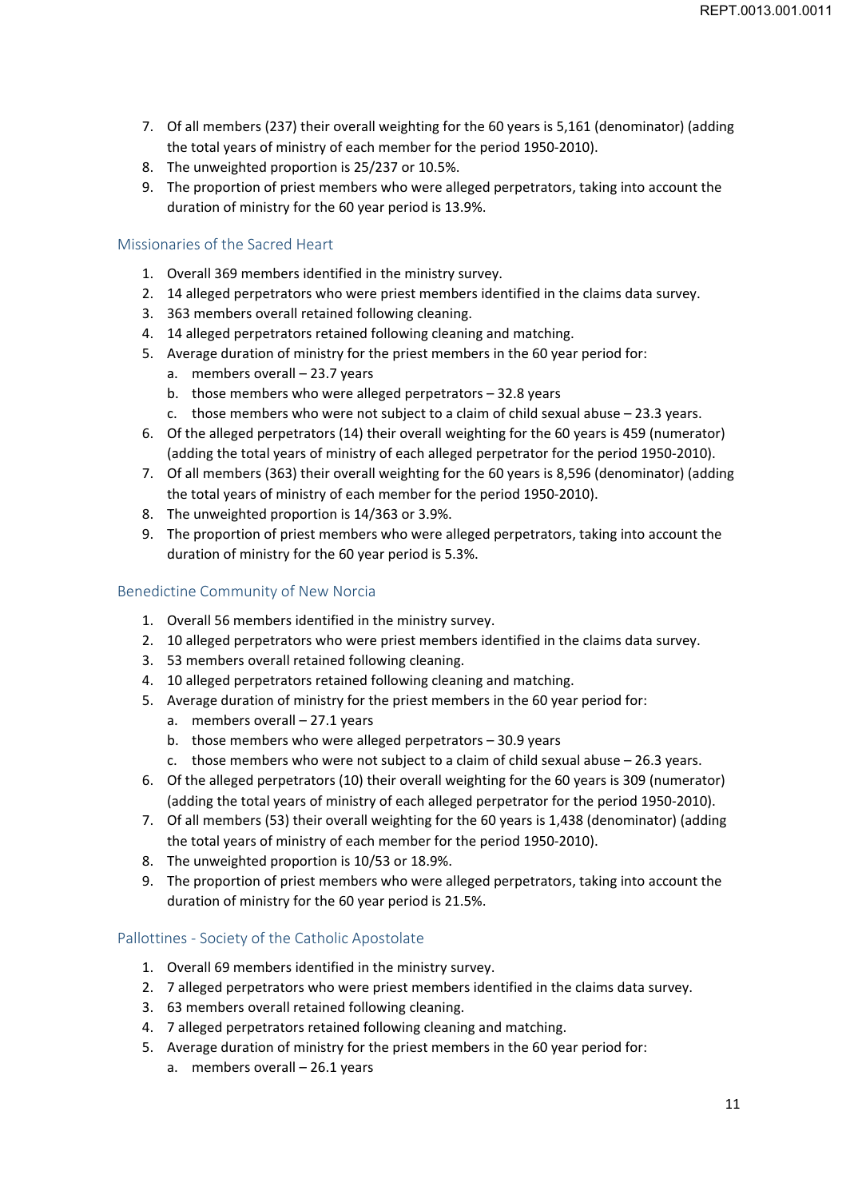7. Of all members (237) their overall weighting for the 60 years is 5,161 (denominator) (adding the total years of ministry of each member for the period 1950-2010).
8. The unweighted proportion is 25/237 or 10.5%.
9. The proportion of priest members who were alleged perpetrators, taking into account the duration of ministry for the 60 year period is 13.9%.

### Missionaries of the Sacred Heart

1. Overall 369 members identified in the ministry survey.
2. 14 alleged perpetrators who were priest members identified in the claims data survey.
3. 363 members overall retained following cleaning.
4. 14 alleged perpetrators retained following cleaning and matching.
5. Average duration of ministry for the priest members in the 60 year period for:
    a. members overall – 23.7 years
    b. those members who were alleged perpetrators – 32.8 years
    c. those members who were not subject to a claim of child sexual abuse – 23.3 years.
6. Of the alleged perpetrators (14) their overall weighting for the 60 years is 459 (numerator) (adding the total years of ministry of each alleged perpetrator for the period 1950-2010).
7. Of all members (363) their overall weighting for the 60 years is 8,596 (denominator) (adding the total years of ministry of each member for the period 1950-2010).
8. The unweighted proportion is 14/363 or 3.9%.
9. The proportion of priest members who were alleged perpetrators, taking into account the duration of ministry for the 60 year period is 5.3%.

### Benedictine Community of New Norcia

1. Overall 56 members identified in the ministry survey.
2. 10 alleged perpetrators who were priest members identified in the claims data survey.
3. 53 members overall retained following cleaning.
4. 10 alleged perpetrators retained following cleaning and matching.
5. Average duration of ministry for the priest members in the 60 year period for:
    a. members overall – 27.1 years
    b. those members who were alleged perpetrators – 30.9 years
    c. those members who were not subject to a claim of child sexual abuse – 26.3 years.
6. Of the alleged perpetrators (10) their overall weighting for the 60 years is 309 (numerator) (adding the total years of ministry of each alleged perpetrator for the period 1950-2010).
7. Of all members (53) their overall weighting for the 60 years is 1,438 (denominator) (adding the total years of ministry of each member for the period 1950-2010).
8. The unweighted proportion is 10/53 or 18.9%.
9. The proportion of priest members who were alleged perpetrators, taking into account the duration of ministry for the 60 year period is 21.5%.

### Pallottines - Society of the Catholic Apostolate

1. Overall 69 members identified in the ministry survey.
2. 7 alleged perpetrators who were priest members identified in the claims data survey.
3. 63 members overall retained following cleaning.
4. 7 alleged perpetrators retained following cleaning and matching.
5. Average duration of ministry for the priest members in the 60 year period for:
    a. members overall – 26.1 years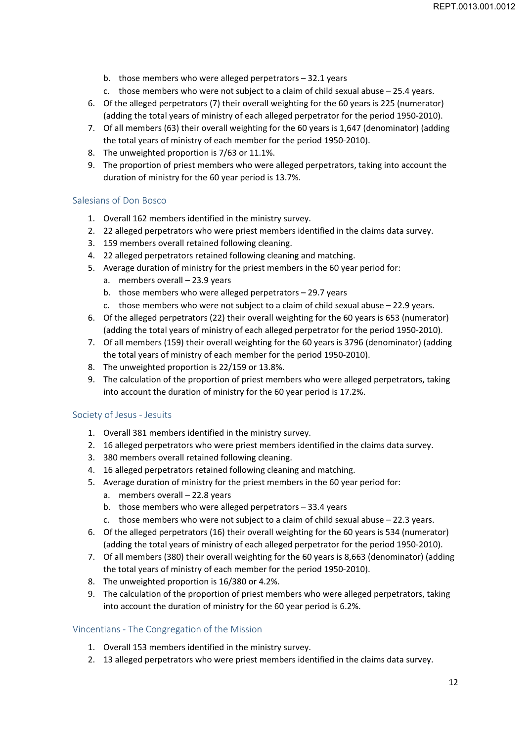b. those members who were alleged perpetrators – 32.1 years
   c. those members who were not subject to a claim of child sexual abuse – 25.4 years.
6. Of the alleged perpetrators (7) their overall weighting for the 60 years is 225 (numerator) (adding the total years of ministry of each alleged perpetrator for the period 1950-2010).
7. Of all members (63) their overall weighting for the 60 years is 1,647 (denominator) (adding the total years of ministry of each member for the period 1950-2010).
8. The unweighted proportion is 7/63 or 11.1%.
9. The proportion of priest members who were alleged perpetrators, taking into account the duration of ministry for the 60 year period is 13.7%.

## Salesians of Don Bosco

1. Overall 162 members identified in the ministry survey.
2. 22 alleged perpetrators who were priest members identified in the claims data survey.
3. 159 members overall retained following cleaning.
4. 22 alleged perpetrators retained following cleaning and matching.
5. Average duration of ministry for the priest members in the 60 year period for:
   a. members overall – 23.9 years
   b. those members who were alleged perpetrators – 29.7 years
   c. those members who were not subject to a claim of child sexual abuse – 22.9 years.
6. Of the alleged perpetrators (22) their overall weighting for the 60 years is 653 (numerator) (adding the total years of ministry of each alleged perpetrator for the period 1950-2010).
7. Of all members (159) their overall weighting for the 60 years is 3796 (denominator) (adding the total years of ministry of each member for the period 1950-2010).
8. The unweighted proportion is 22/159 or 13.8%.
9. The calculation of the proportion of priest members who were alleged perpetrators, taking into account the duration of ministry for the 60 year period is 17.2%.

## Society of Jesus - Jesuits

1. Overall 381 members identified in the ministry survey.
2. 16 alleged perpetrators who were priest members identified in the claims data survey.
3. 380 members overall retained following cleaning.
4. 16 alleged perpetrators retained following cleaning and matching.
5. Average duration of ministry for the priest members in the 60 year period for:
   a. members overall – 22.8 years
   b. those members who were alleged perpetrators – 33.4 years
   c. those members who were not subject to a claim of child sexual abuse – 22.3 years.
6. Of the alleged perpetrators (16) their overall weighting for the 60 years is 534 (numerator) (adding the total years of ministry of each alleged perpetrator for the period 1950-2010).
7. Of all members (380) their overall weighting for the 60 years is 8,663 (denominator) (adding the total years of ministry of each member for the period 1950-2010).
8. The unweighted proportion is 16/380 or 4.2%.
9. The calculation of the proportion of priest members who were alleged perpetrators, taking into account the duration of ministry for the 60 year period is 6.2%.

## Vincentians - The Congregation of the Mission

1. Overall 153 members identified in the ministry survey.
2. 13 alleged perpetrators who were priest members identified in the claims data survey.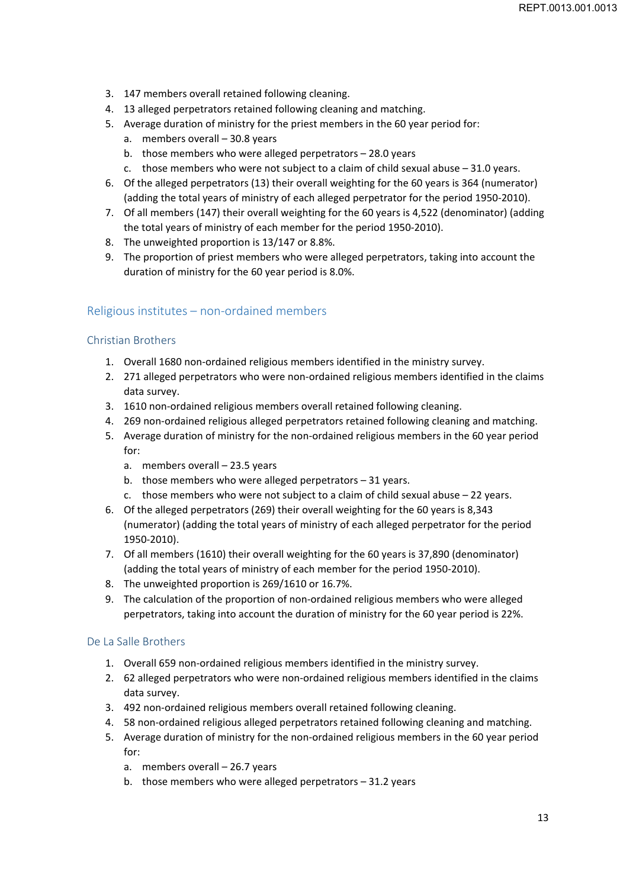3. 147 members overall retained following cleaning.
4. 13 alleged perpetrators retained following cleaning and matching.
5. Average duration of ministry for the priest members in the 60 year period for:
    a. members overall – 30.8 years
    b. those members who were alleged perpetrators – 28.0 years
    c. those members who were not subject to a claim of child sexual abuse – 31.0 years.
6. Of the alleged perpetrators (13) their overall weighting for the 60 years is 364 (numerator) (adding the total years of ministry of each alleged perpetrator for the period 1950-2010).
7. Of all members (147) their overall weighting for the 60 years is 4,522 (denominator) (adding the total years of ministry of each member for the period 1950-2010).
8. The unweighted proportion is 13/147 or 8.8%.
9. The proportion of priest members who were alleged perpetrators, taking into account the duration of ministry for the 60 year period is 8.0%.

## Religious institutes – non-ordained members

### Christian Brothers

1. Overall 1680 non-ordained religious members identified in the ministry survey.
2. 271 alleged perpetrators who were non-ordained religious members identified in the claims data survey.
3. 1610 non-ordained religious members overall retained following cleaning.
4. 269 non-ordained religious alleged perpetrators retained following cleaning and matching.
5. Average duration of ministry for the non-ordained religious members in the 60 year period for:
    a. members overall – 23.5 years
    b. those members who were alleged perpetrators – 31 years.
    c. those members who were not subject to a claim of child sexual abuse – 22 years.
6. Of the alleged perpetrators (269) their overall weighting for the 60 years is 8,343 (numerator) (adding the total years of ministry of each alleged perpetrator for the period 1950-2010).
7. Of all members (1610) their overall weighting for the 60 years is 37,890 (denominator) (adding the total years of ministry of each member for the period 1950-2010).
8. The unweighted proportion is 269/1610 or 16.7%.
9. The calculation of the proportion of non-ordained religious members who were alleged perpetrators, taking into account the duration of ministry for the 60 year period is 22%.

### De La Salle Brothers

1. Overall 659 non-ordained religious members identified in the ministry survey.
2. 62 alleged perpetrators who were non-ordained religious members identified in the claims data survey.
3. 492 non-ordained religious members overall retained following cleaning.
4. 58 non-ordained religious alleged perpetrators retained following cleaning and matching.
5. Average duration of ministry for the non-ordained religious members in the 60 year period for:
    a. members overall – 26.7 years
    b. those members who were alleged perpetrators – 31.2 years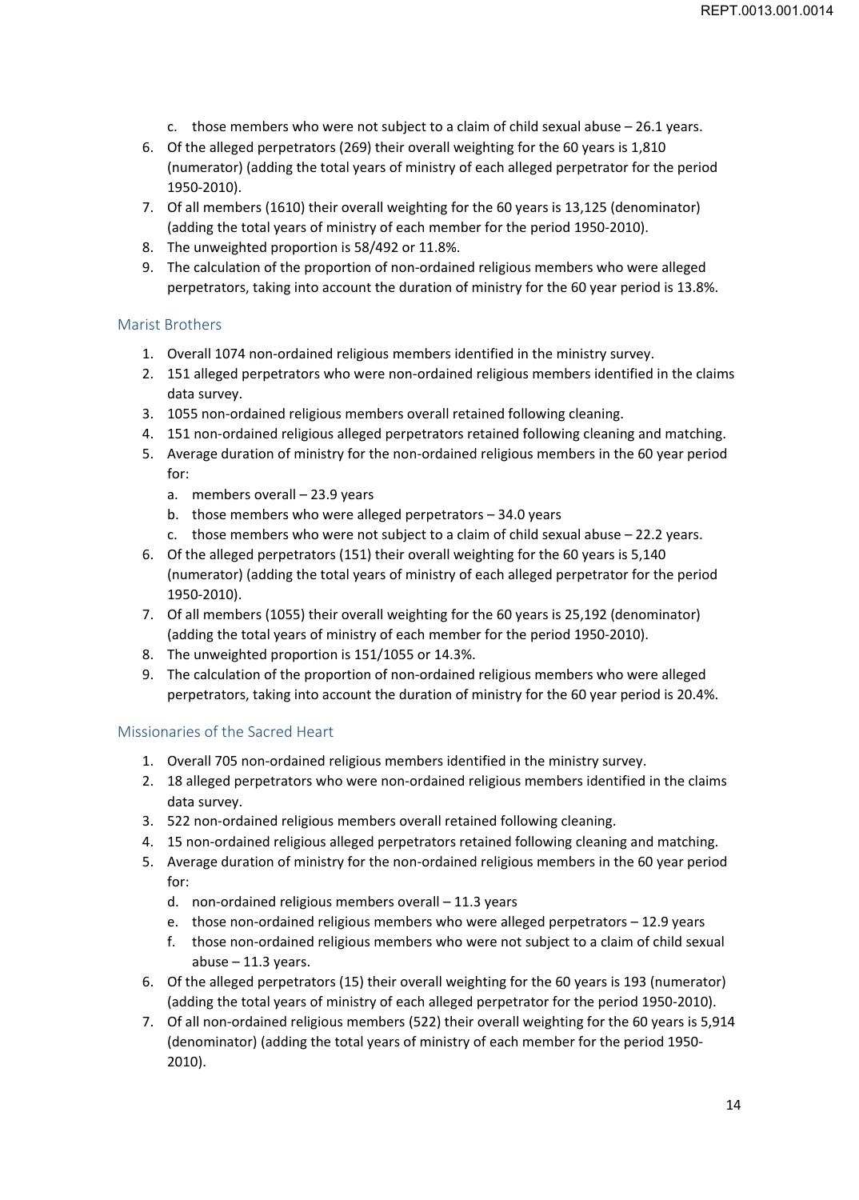c. those members who were not subject to a claim of child sexual abuse – 26.1 years.
6. Of the alleged perpetrators (269) their overall weighting for the 60 years is 1,810 (numerator) (adding the total years of ministry of each alleged perpetrator for the period 1950-2010).
7. Of all members (1610) their overall weighting for the 60 years is 13,125 (denominator) (adding the total years of ministry of each member for the period 1950-2010).
8. The unweighted proportion is 58/492 or 11.8%.
9. The calculation of the proportion of non-ordained religious members who were alleged perpetrators, taking into account the duration of ministry for the 60 year period is 13.8%.

### Marist Brothers

1. Overall 1074 non-ordained religious members identified in the ministry survey.
2. 151 alleged perpetrators who were non-ordained religious members identified in the claims data survey.
3. 1055 non-ordained religious members overall retained following cleaning.
4. 151 non-ordained religious alleged perpetrators retained following cleaning and matching.
5. Average duration of ministry for the non-ordained religious members in the 60 year period for:
   a. members overall – 23.9 years
   b. those members who were alleged perpetrators – 34.0 years
   c. those members who were not subject to a claim of child sexual abuse – 22.2 years.
6. Of the alleged perpetrators (151) their overall weighting for the 60 years is 5,140 (numerator) (adding the total years of ministry of each alleged perpetrator for the period 1950-2010).
7. Of all members (1055) their overall weighting for the 60 years is 25,192 (denominator) (adding the total years of ministry of each member for the period 1950-2010).
8. The unweighted proportion is 151/1055 or 14.3%.
9. The calculation of the proportion of non-ordained religious members who were alleged perpetrators, taking into account the duration of ministry for the 60 year period is 20.4%.

### Missionaries of the Sacred Heart

1. Overall 705 non-ordained religious members identified in the ministry survey.
2. 18 alleged perpetrators who were non-ordained religious members identified in the claims data survey.
3. 522 non-ordained religious members overall retained following cleaning.
4. 15 non-ordained religious alleged perpetrators retained following cleaning and matching.
5. Average duration of ministry for the non-ordained religious members in the 60 year period for:
   d. non-ordained religious members overall – 11.3 years
   e. those non-ordained religious members who were alleged perpetrators – 12.9 years
   f. those non-ordained religious members who were not subject to a claim of child sexual abuse – 11.3 years.
6. Of the alleged perpetrators (15) their overall weighting for the 60 years is 193 (numerator) (adding the total years of ministry of each alleged perpetrator for the period 1950-2010).
7. Of all non-ordained religious members (522) their overall weighting for the 60 years is 5,914 (denominator) (adding the total years of ministry of each member for the period 1950-2010).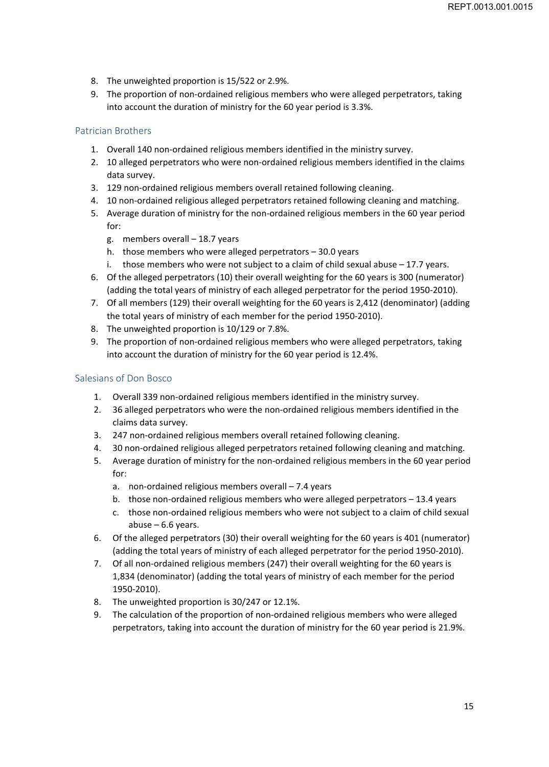8. The unweighted proportion is 15/522 or 2.9%.
9. The proportion of non-ordained religious members who were alleged perpetrators, taking into account the duration of ministry for the 60 year period is 3.3%.

## Patrician Brothers

1. Overall 140 non-ordained religious members identified in the ministry survey.
2. 10 alleged perpetrators who were non-ordained religious members identified in the claims data survey.
3. 129 non-ordained religious members overall retained following cleaning.
4. 10 non-ordained religious alleged perpetrators retained following cleaning and matching.
5. Average duration of ministry for the non-ordained religious members in the 60 year period for:
   g. members overall – 18.7 years
   h. those members who were alleged perpetrators – 30.0 years
   i. those members who were not subject to a claim of child sexual abuse – 17.7 years.
6. Of the alleged perpetrators (10) their overall weighting for the 60 years is 300 (numerator) (adding the total years of ministry of each alleged perpetrator for the period 1950-2010).
7. Of all members (129) their overall weighting for the 60 years is 2,412 (denominator) (adding the total years of ministry of each member for the period 1950-2010).
8. The unweighted proportion is 10/129 or 7.8%.
9. The proportion of non-ordained religious members who were alleged perpetrators, taking into account the duration of ministry for the 60 year period is 12.4%.

## Salesians of Don Bosco

1. Overall 339 non-ordained religious members identified in the ministry survey.
2. 36 alleged perpetrators who were the non-ordained religious members identified in the claims data survey.
3. 247 non-ordained religious members overall retained following cleaning.
4. 30 non-ordained religious alleged perpetrators retained following cleaning and matching.
5. Average duration of ministry for the non-ordained religious members in the 60 year period for:
   a. non-ordained religious members overall – 7.4 years
   b. those non-ordained religious members who were alleged perpetrators – 13.4 years
   c. those non-ordained religious members who were not subject to a claim of child sexual abuse – 6.6 years.
6. Of the alleged perpetrators (30) their overall weighting for the 60 years is 401 (numerator) (adding the total years of ministry of each alleged perpetrator for the period 1950-2010).
7. Of all non-ordained religious members (247) their overall weighting for the 60 years is 1,834 (denominator) (adding the total years of ministry of each member for the period 1950-2010).
8. The unweighted proportion is 30/247 or 12.1%.
9. The calculation of the proportion of non-ordained religious members who were alleged perpetrators, taking into account the duration of ministry for the 60 year period is 21.9%.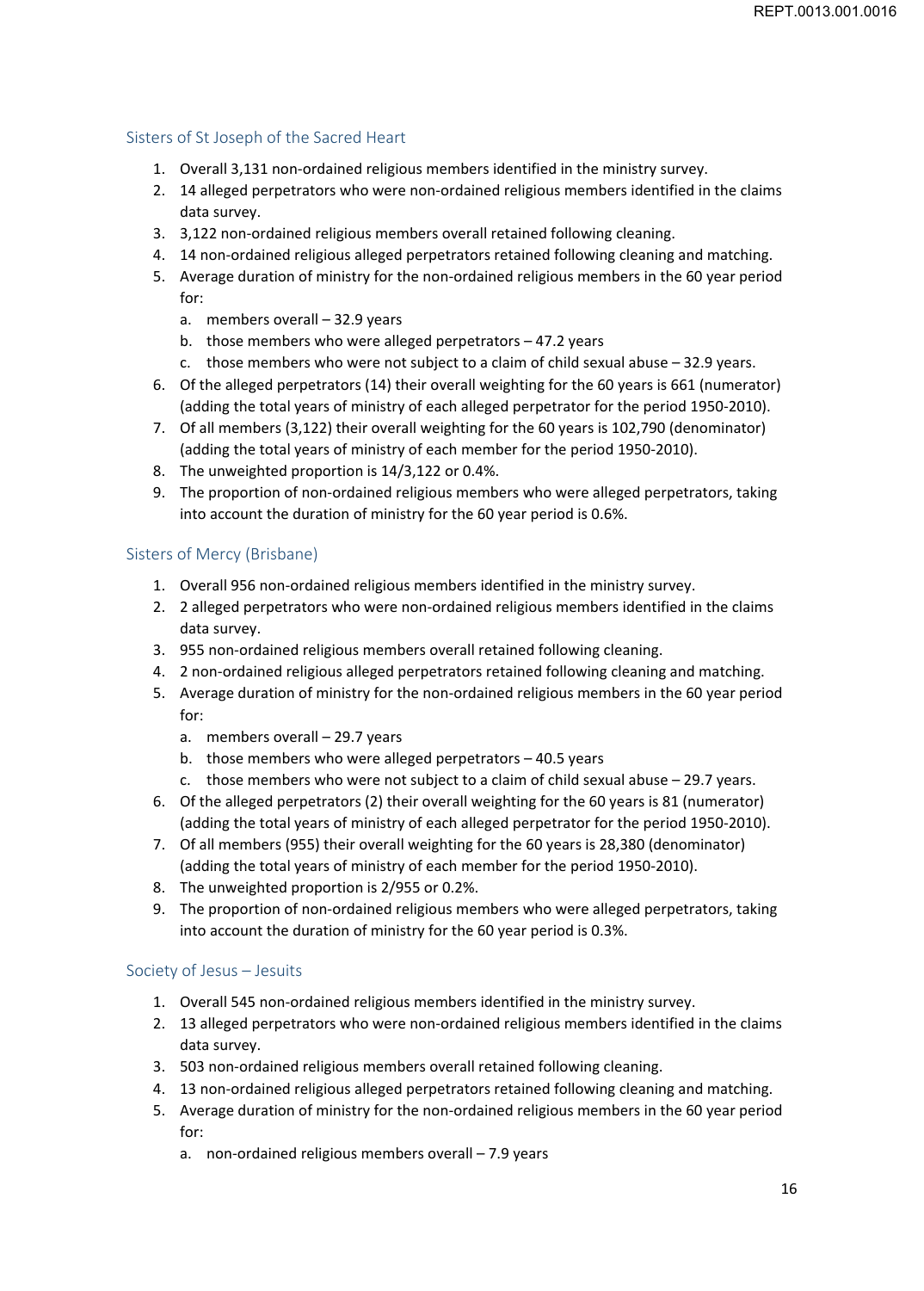## Sisters of St Joseph of the Sacred Heart

1. Overall 3,131 non-ordained religious members identified in the ministry survey.
2. 14 alleged perpetrators who were non-ordained religious members identified in the claims data survey.
3. 3,122 non-ordained religious members overall retained following cleaning.
4. 14 non-ordained religious alleged perpetrators retained following cleaning and matching.
5. Average duration of ministry for the non-ordained religious members in the 60 year period for:
   a. members overall – 32.9 years
   b. those members who were alleged perpetrators – 47.2 years
   c. those members who were not subject to a claim of child sexual abuse – 32.9 years.
6. Of the alleged perpetrators (14) their overall weighting for the 60 years is 661 (numerator) (adding the total years of ministry of each alleged perpetrator for the period 1950-2010).
7. Of all members (3,122) their overall weighting for the 60 years is 102,790 (denominator) (adding the total years of ministry of each member for the period 1950-2010).
8. The unweighted proportion is 14/3,122 or 0.4%.
9. The proportion of non-ordained religious members who were alleged perpetrators, taking into account the duration of ministry for the 60 year period is 0.6%.

## Sisters of Mercy (Brisbane)

1. Overall 956 non-ordained religious members identified in the ministry survey.
2. 2 alleged perpetrators who were non-ordained religious members identified in the claims data survey.
3. 955 non-ordained religious members overall retained following cleaning.
4. 2 non-ordained religious alleged perpetrators retained following cleaning and matching.
5. Average duration of ministry for the non-ordained religious members in the 60 year period for:
   a. members overall – 29.7 years
   b. those members who were alleged perpetrators – 40.5 years
   c. those members who were not subject to a claim of child sexual abuse – 29.7 years.
6. Of the alleged perpetrators (2) their overall weighting for the 60 years is 81 (numerator) (adding the total years of ministry of each alleged perpetrator for the period 1950-2010).
7. Of all members (955) their overall weighting for the 60 years is 28,380 (denominator) (adding the total years of ministry of each member for the period 1950-2010).
8. The unweighted proportion is 2/955 or 0.2%.
9. The proportion of non-ordained religious members who were alleged perpetrators, taking into account the duration of ministry for the 60 year period is 0.3%.

## Society of Jesus – Jesuits

1. Overall 545 non-ordained religious members identified in the ministry survey.
2. 13 alleged perpetrators who were non-ordained religious members identified in the claims data survey.
3. 503 non-ordained religious members overall retained following cleaning.
4. 13 non-ordained religious alleged perpetrators retained following cleaning and matching.
5. Average duration of ministry for the non-ordained religious members in the 60 year period for:
   a. non-ordained religious members overall – 7.9 years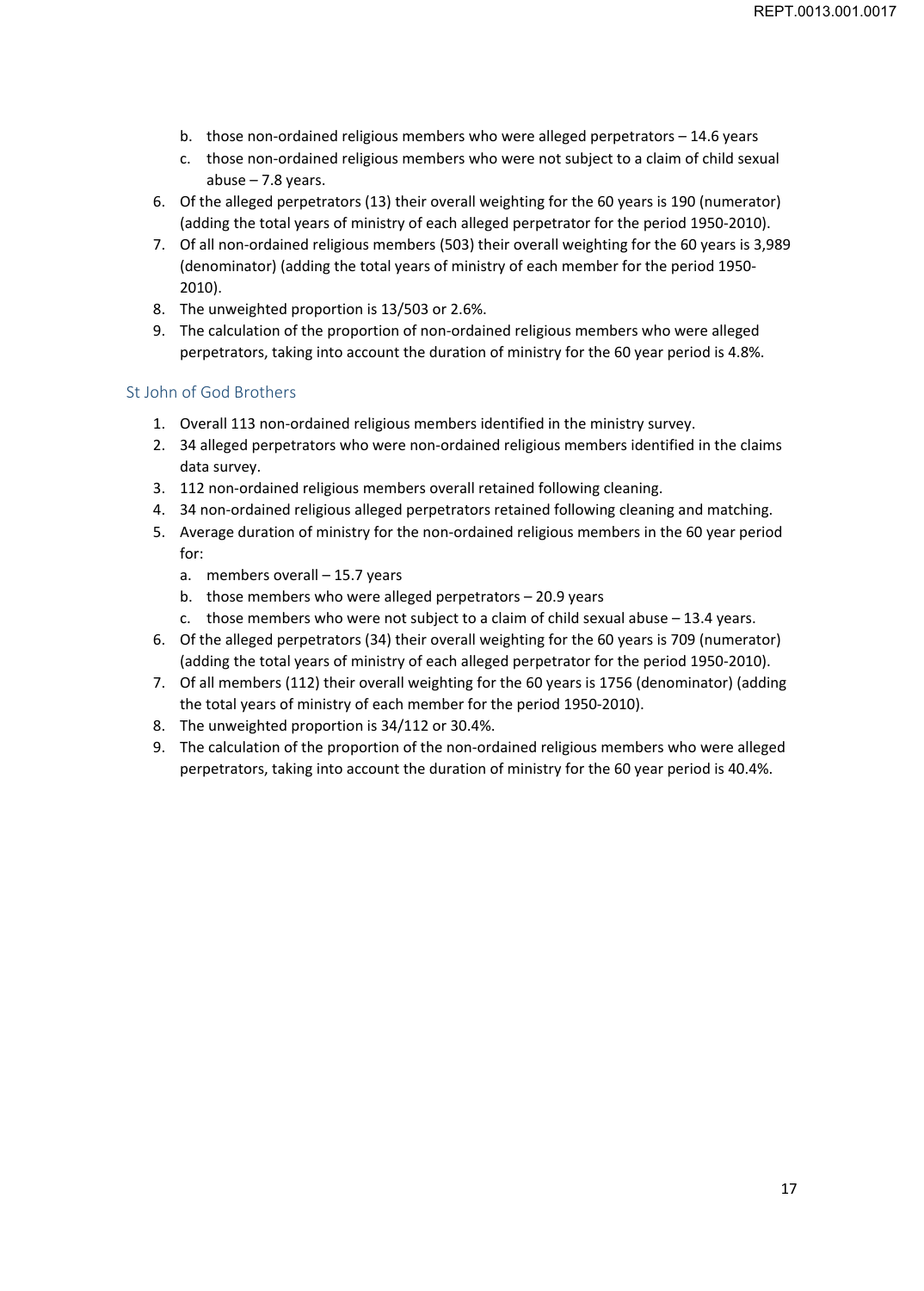b. those non-ordained religious members who were alleged perpetrators – 14.6 years
   c. those non-ordained religious members who were not subject to a claim of child sexual abuse – 7.8 years.
6. Of the alleged perpetrators (13) their overall weighting for the 60 years is 190 (numerator) (adding the total years of ministry of each alleged perpetrator for the period 1950-2010).
7. Of all non-ordained religious members (503) their overall weighting for the 60 years is 3,989 (denominator) (adding the total years of ministry of each member for the period 1950-2010).
8. The unweighted proportion is 13/503 or 2.6%.
9. The calculation of the proportion of non-ordained religious members who were alleged perpetrators, taking into account the duration of ministry for the 60 year period is 4.8%.

## St John of God Brothers

1. Overall 113 non-ordained religious members identified in the ministry survey.
2. 34 alleged perpetrators who were non-ordained religious members identified in the claims data survey.
3. 112 non-ordained religious members overall retained following cleaning.
4. 34 non-ordained religious alleged perpetrators retained following cleaning and matching.
5. Average duration of ministry for the non-ordained religious members in the 60 year period for:
   a. members overall – 15.7 years
   b. those members who were alleged perpetrators – 20.9 years
   c. those members who were not subject to a claim of child sexual abuse – 13.4 years.
6. Of the alleged perpetrators (34) their overall weighting for the 60 years is 709 (numerator) (adding the total years of ministry of each alleged perpetrator for the period 1950-2010).
7. Of all members (112) their overall weighting for the 60 years is 1756 (denominator) (adding the total years of ministry of each member for the period 1950-2010).
8. The unweighted proportion is 34/112 or 30.4%.
9. The calculation of the proportion of the non-ordained religious members who were alleged perpetrators, taking into account the duration of ministry for the 60 year period is 40.4%.